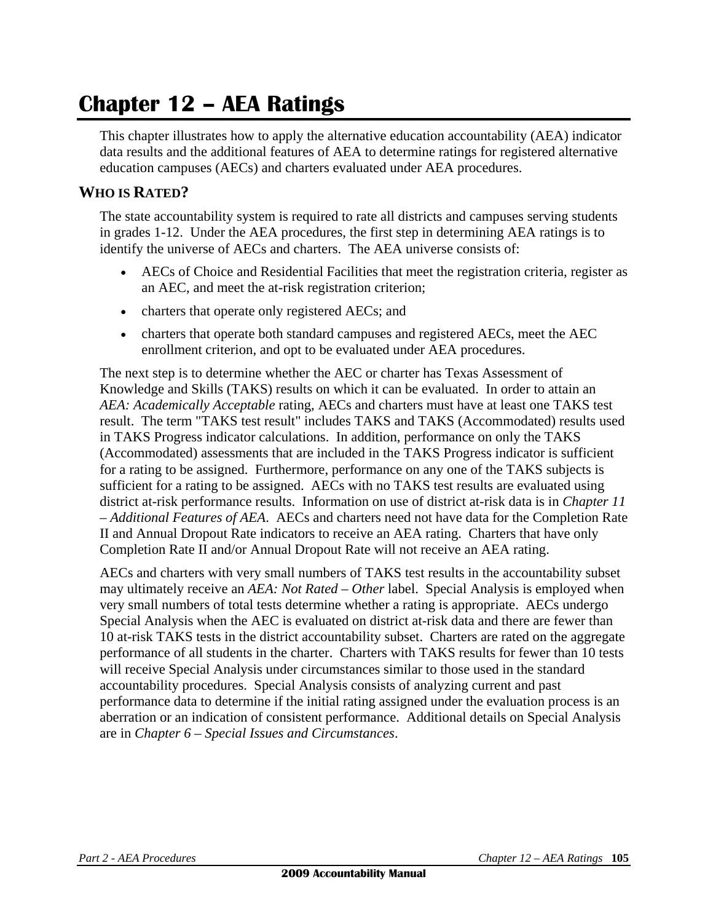# Chapter 12 – AEA Ratings

This chapter illustrates how to apply the alternative education accountability (AEA) indicator data results and the additional features of AEA to determine ratings for registered alternative education campuses (AECs) and charters evaluated under AEA procedures.

## WHO IS RATED?

The state accountability system is required to rate all districts and campuses serving students in grades 1-12. Under the AEA procedures, the first step in determining AEA ratings is to identify the universe of AECs and charters. The AEA universe consists of:

- AECs of Choice and Residential Facilities that meet the registration criteria, register as an AEC, and meet the at-risk registration criterion;
- charters that operate only registered AECs; and
- charters that operate both standard campuses and registered AECs, meet the AEC enrollment criterion, and opt to be evaluated under AEA procedures.

The next step is to determine whether the AEC or charter has Texas Assessment of Knowledge and Skills (TAKS) results on which it can be evaluated. In order to attain an *AEA: Academically Acceptable* rating, AECs and charters must have at least one TAKS test result. The term "TAKS test result" includes TAKS and TAKS (Accommodated) results used in TAKS Progress indicator calculations. In addition, performance on only the TAKS (Accommodated) assessments that are included in the TAKS Progress indicator is sufficient for a rating to be assigned. Furthermore, performance on any one of the TAKS subjects is sufficient for a rating to be assigned. AECs with no TAKS test results are evaluated using district at-risk performance results. Information on use of district at-risk data is in *Chapter 11 – Additional Features of AEA*. AECs and charters need not have data for the Completion Rate II and Annual Dropout Rate indicators to receive an AEA rating. Charters that have only Completion Rate II and/or Annual Dropout Rate will not receive an AEA rating.

AECs and charters with very small numbers of TAKS test results in the accountability subset may ultimately receive an *AEA: Not Rated – Other* label. Special Analysis is employed when very small numbers of total tests determine whether a rating is appropriate. AECs undergo Special Analysis when the AEC is evaluated on district at-risk data and there are fewer than 10 at-risk TAKS tests in the district accountability subset. Charters are rated on the aggregate performance of all students in the charter. Charters with TAKS results for fewer than 10 tests will receive Special Analysis under circumstances similar to those used in the standard accountability procedures. Special Analysis consists of analyzing current and past performance data to determine if the initial rating assigned under the evaluation process is an aberration or an indication of consistent performance. Additional details on Special Analysis are in *Chapter 6 – Special Issues and Circumstances*.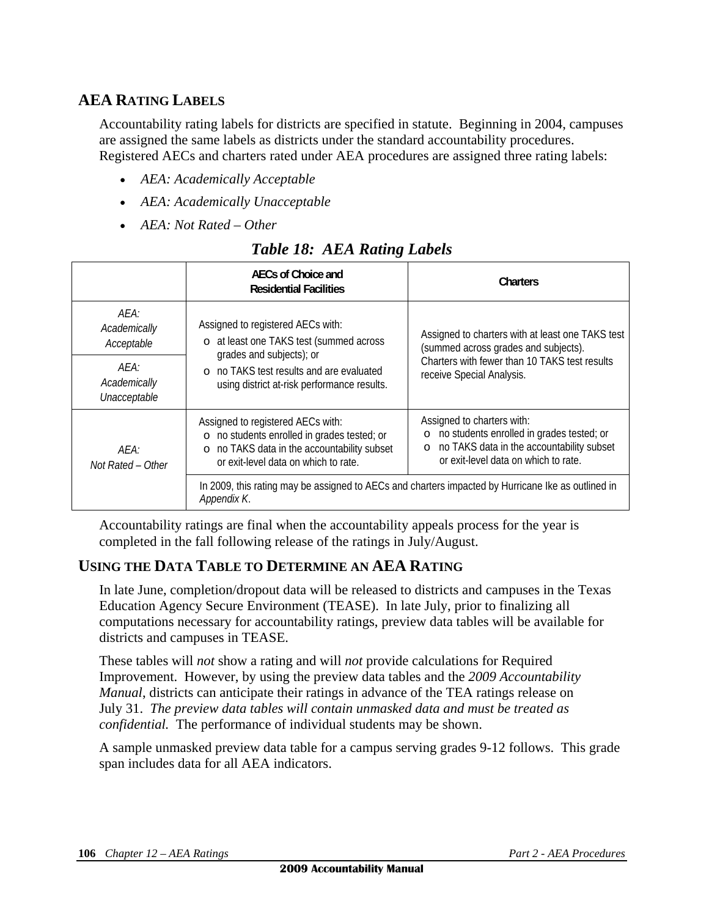## AEA RATING LABELS

Accountability rating labels for districts are specified in statute. Beginning in 2004, campuses are assigned the same labels as districts under the standard accountability procedures. Registered AECs and charters rated under AEA procedures are assigned three rating labels:

- *AEA: Academically Acceptable*
- *AEA: Academically Unacceptable*
- *AEA: Not Rated – Other*

### *Table 18: AEA Rating Labels*

| | AECs of Choice and Residential Facilities | Charters |
|---|---|---|
| *AEA: Academically Acceptable* | Assigned to registered AECs with: o at least one TAKS test (summed across grades and subjects); or o no TAKS test results and are evaluated using district at-risk performance results. | Assigned to charters with at least one TAKS test (summed across grades and subjects). Charters with fewer than 10 TAKS test results receive Special Analysis. |
| *AEA: Academically Unacceptable* | | |
| *AEA: Not Rated – Other* | Assigned to registered AECs with: o no students enrolled in grades tested; or o no TAKS data in the accountability subset or exit-level data on which to rate. | Assigned to charters with: o no students enrolled in grades tested; or o no TAKS data in the accountability subset or exit-level data on which to rate. |
| | In 2009, this rating may be assigned to AECs and charters impacted by Hurricane Ike as outlined in *Appendix K*. | |

Accountability ratings are final when the accountability appeals process for the year is completed in the fall following release of the ratings in July/August.

## USING THE DATA TABLE TO DETERMINE AN AEA RATING

In late June, completion/dropout data will be released to districts and campuses in the Texas Education Agency Secure Environment (TEASE). In late July, prior to finalizing all computations necessary for accountability ratings, preview data tables will be available for districts and campuses in TEASE.

These tables will *not* show a rating and will *not* provide calculations for Required Improvement. However, by using the preview data tables and the *2009 Accountability Manual*, districts can anticipate their ratings in advance of the TEA ratings release on July 31. *The preview data tables will contain unmasked data and must be treated as confidential.* The performance of individual students may be shown.

A sample unmasked preview data table for a campus serving grades 9-12 follows. This grade span includes data for all AEA indicators.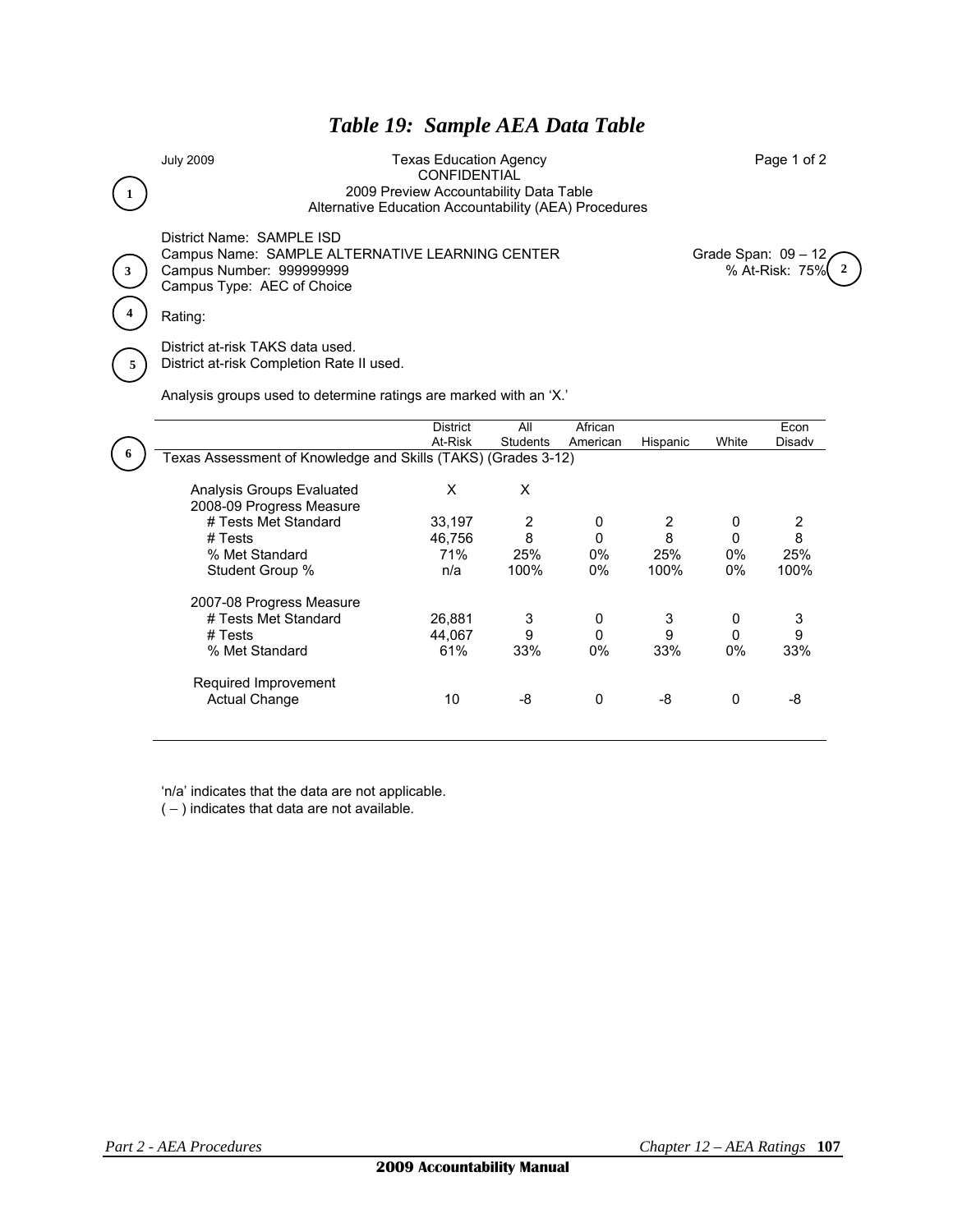# *Table 19: Sample AEA Data Table*

July 2009

Texas Education Agency
CONFIDENTIAL
2009 Preview Accountability Data Table
Alternative Education Accountability (AEA) Procedures

Page 1 of 2

(1)

District Name: SAMPLE ISD
Campus Name: SAMPLE ALTERNATIVE LEARNING CENTER
Campus Number: 999999999
Campus Type: AEC of Choice

(3)

Grade Span: 09 – 12
% At-Risk: 75%

(2)

(4) Rating:

(5)
District at-risk TAKS data used.
District at-risk Completion Rate II used.

Analysis groups used to determine ratings are marked with an 'X.'

(6)

| | District At-Risk | All Students | African American | Hispanic | White | Econ Disadv |
|---|---|---|---|---|---|---|
| **Texas Assessment of Knowledge and Skills (TAKS) (Grades 3-12)** | | | | | | |
| Analysis Groups Evaluated | X | X | | | | |
| 2008-09 Progress Measure | | | | | | |
| # Tests Met Standard | 33,197 | 2 | 0 | 2 | 0 | 2 |
| # Tests | 46,756 | 8 | 0 | 8 | 0 | 8 |
| % Met Standard | 71% | 25% | 0% | 25% | 0% | 25% |
| Student Group % | n/a | 100% | 0% | 100% | 0% | 100% |
| 2007-08 Progress Measure | | | | | | |
| # Tests Met Standard | 26,881 | 3 | 0 | 3 | 0 | 3 |
| # Tests | 44,067 | 9 | 0 | 9 | 0 | 9 |
| % Met Standard | 61% | 33% | 0% | 33% | 0% | 33% |
| Required Improvement | | | | | | |
| Actual Change | 10 | -8 | 0 | -8 | 0 | -8 |

'n/a' indicates that the data are not applicable.
( – ) indicates that data are not available.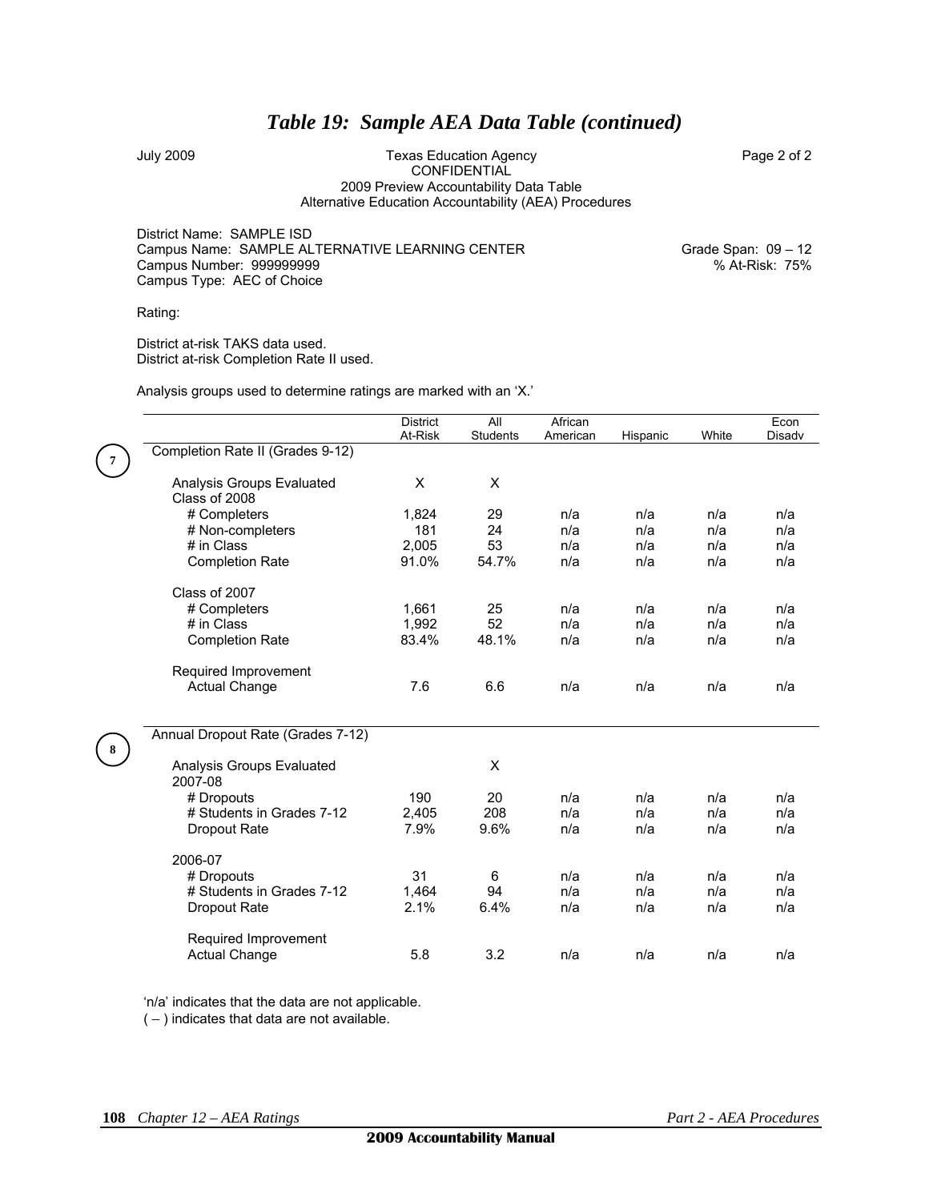# *Table 19: Sample AEA Data Table (continued)*

July 2009

Texas Education Agency
CONFIDENTIAL
2009 Preview Accountability Data Table
Alternative Education Accountability (AEA) Procedures

Page 2 of 2

District Name: SAMPLE ISD
Campus Name: SAMPLE ALTERNATIVE LEARNING CENTER
Campus Number: 999999999
Campus Type: AEC of Choice

Grade Span: 09 – 12
% At-Risk: 75%

Rating:

District at-risk TAKS data used.
District at-risk Completion Rate II used.

Analysis groups used to determine ratings are marked with an 'X.'

| | District At-Risk | All Students | African American | Hispanic | White | Econ Disadv |
|---|---|---|---|---|---|---|
| **(7)** Completion Rate II (Grades 9-12) | | | | | | |
| Analysis Groups Evaluated | X | X | | | | |
| Class of 2008 | | | | | | |
| # Completers | 1,824 | 29 | n/a | n/a | n/a | n/a |
| # Non-completers | 181 | 24 | n/a | n/a | n/a | n/a |
| # in Class | 2,005 | 53 | n/a | n/a | n/a | n/a |
| Completion Rate | 91.0% | 54.7% | n/a | n/a | n/a | n/a |
| Class of 2007 | | | | | | |
| # Completers | 1,661 | 25 | n/a | n/a | n/a | n/a |
| # in Class | 1,992 | 52 | n/a | n/a | n/a | n/a |
| Completion Rate | 83.4% | 48.1% | n/a | n/a | n/a | n/a |
| Required Improvement | | | | | | |
| Actual Change | 7.6 | 6.6 | n/a | n/a | n/a | n/a |
| **(8)** Annual Dropout Rate (Grades 7-12) | | | | | | |
| Analysis Groups Evaluated | | X | | | | |
| 2007-08 | | | | | | |
| # Dropouts | 190 | 20 | n/a | n/a | n/a | n/a |
| # Students in Grades 7-12 | 2,405 | 208 | n/a | n/a | n/a | n/a |
| Dropout Rate | 7.9% | 9.6% | n/a | n/a | n/a | n/a |
| 2006-07 | | | | | | |
| # Dropouts | 31 | 6 | n/a | n/a | n/a | n/a |
| # Students in Grades 7-12 | 1,464 | 94 | n/a | n/a | n/a | n/a |
| Dropout Rate | 2.1% | 6.4% | n/a | n/a | n/a | n/a |
| Required Improvement | | | | | | |
| Actual Change | 5.8 | 3.2 | n/a | n/a | n/a | n/a |

'n/a' indicates that the data are not applicable.
( – ) indicates that data are not available.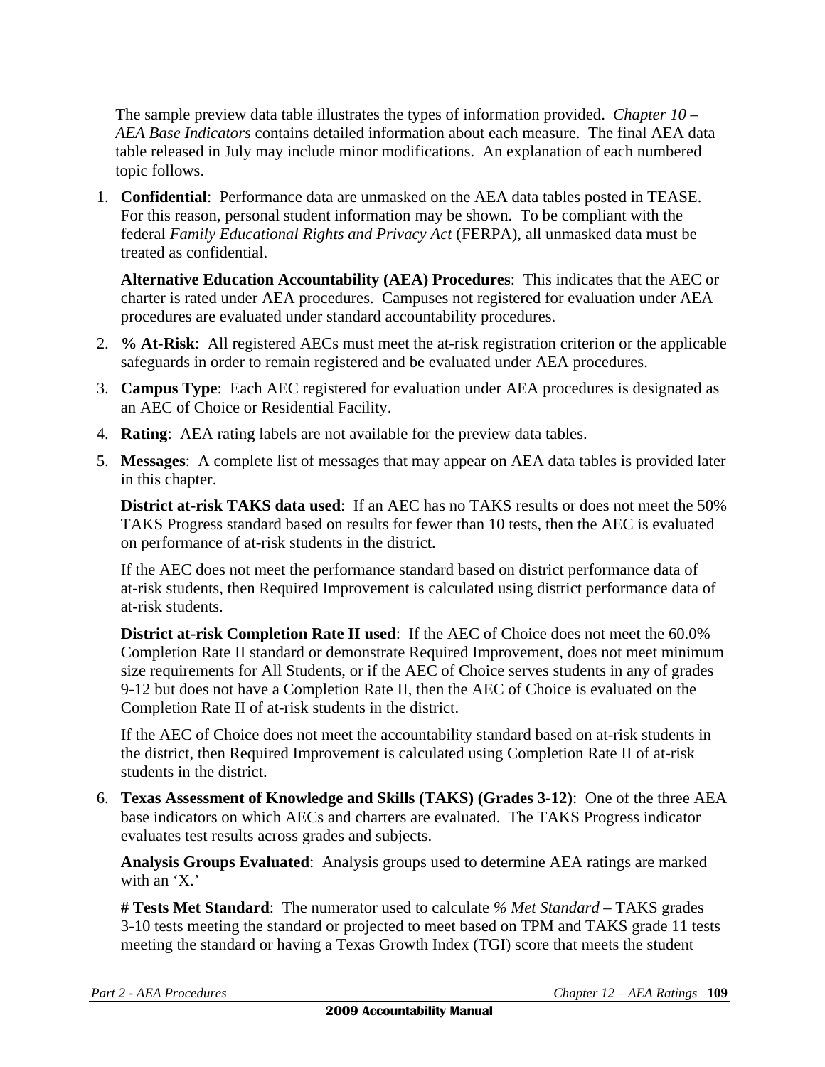The sample preview data table illustrates the types of information provided. *Chapter 10 – AEA Base Indicators* contains detailed information about each measure. The final AEA data table released in July may include minor modifications. An explanation of each numbered topic follows.

1. **Confidential**: Performance data are unmasked on the AEA data tables posted in TEASE. For this reason, personal student information may be shown. To be compliant with the federal *Family Educational Rights and Privacy Act* (FERPA), all unmasked data must be treated as confidential.

   **Alternative Education Accountability (AEA) Procedures**: This indicates that the AEC or charter is rated under AEA procedures. Campuses not registered for evaluation under AEA procedures are evaluated under standard accountability procedures.

2. **% At-Risk**: All registered AECs must meet the at-risk registration criterion or the applicable safeguards in order to remain registered and be evaluated under AEA procedures.

3. **Campus Type**: Each AEC registered for evaluation under AEA procedures is designated as an AEC of Choice or Residential Facility.

4. **Rating**: AEA rating labels are not available for the preview data tables.

5. **Messages**: A complete list of messages that may appear on AEA data tables is provided later in this chapter.

   **District at-risk TAKS data used**: If an AEC has no TAKS results or does not meet the 50% TAKS Progress standard based on results for fewer than 10 tests, then the AEC is evaluated on performance of at-risk students in the district.

   If the AEC does not meet the performance standard based on district performance data of at-risk students, then Required Improvement is calculated using district performance data of at-risk students.

   **District at-risk Completion Rate II used**: If the AEC of Choice does not meet the 60.0% Completion Rate II standard or demonstrate Required Improvement, does not meet minimum size requirements for All Students, or if the AEC of Choice serves students in any of grades 9-12 but does not have a Completion Rate II, then the AEC of Choice is evaluated on the Completion Rate II of at-risk students in the district.

   If the AEC of Choice does not meet the accountability standard based on at-risk students in the district, then Required Improvement is calculated using Completion Rate II of at-risk students in the district.

6. **Texas Assessment of Knowledge and Skills (TAKS) (Grades 3-12)**: One of the three AEA base indicators on which AECs and charters are evaluated. The TAKS Progress indicator evaluates test results across grades and subjects.

   **Analysis Groups Evaluated**: Analysis groups used to determine AEA ratings are marked with an 'X.'

   **# Tests Met Standard**: The numerator used to calculate *% Met Standard* – TAKS grades 3-10 tests meeting the standard or projected to meet based on TPM and TAKS grade 11 tests meeting the standard or having a Texas Growth Index (TGI) score that meets the student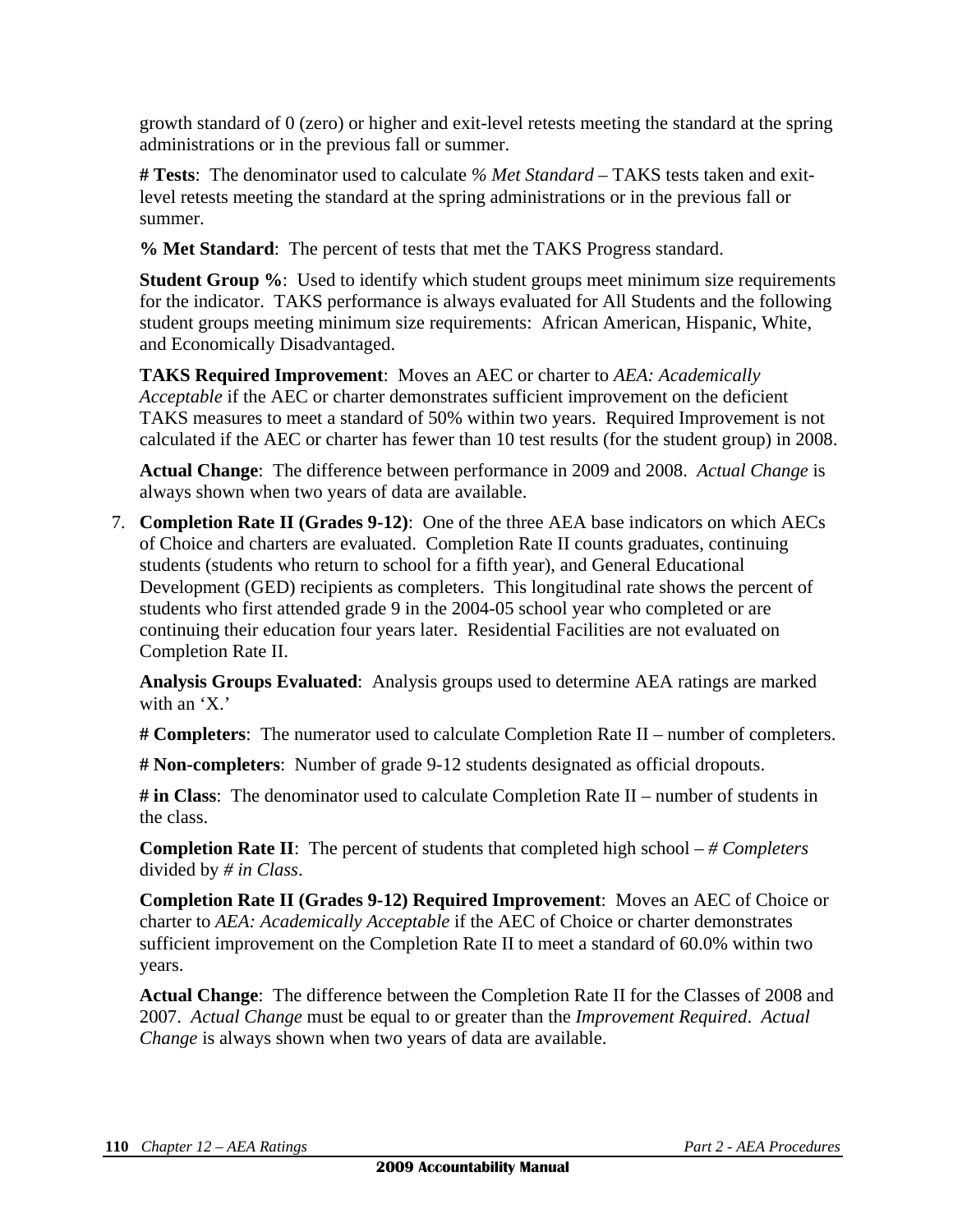growth standard of 0 (zero) or higher and exit-level retests meeting the standard at the spring administrations or in the previous fall or summer.

**# Tests**: The denominator used to calculate *% Met Standard* – TAKS tests taken and exit-level retests meeting the standard at the spring administrations or in the previous fall or summer.

**% Met Standard**: The percent of tests that met the TAKS Progress standard.

**Student Group %**: Used to identify which student groups meet minimum size requirements for the indicator. TAKS performance is always evaluated for All Students and the following student groups meeting minimum size requirements: African American, Hispanic, White, and Economically Disadvantaged.

**TAKS Required Improvement**: Moves an AEC or charter to *AEA: Academically Acceptable* if the AEC or charter demonstrates sufficient improvement on the deficient TAKS measures to meet a standard of 50% within two years. Required Improvement is not calculated if the AEC or charter has fewer than 10 test results (for the student group) in 2008.

**Actual Change**: The difference between performance in 2009 and 2008. *Actual Change* is always shown when two years of data are available.

7. **Completion Rate II (Grades 9-12)**: One of the three AEA base indicators on which AECs of Choice and charters are evaluated. Completion Rate II counts graduates, continuing students (students who return to school for a fifth year), and General Educational Development (GED) recipients as completers. This longitudinal rate shows the percent of students who first attended grade 9 in the 2004-05 school year who completed or are continuing their education four years later. Residential Facilities are not evaluated on Completion Rate II.

   **Analysis Groups Evaluated**: Analysis groups used to determine AEA ratings are marked with an 'X.'

   **# Completers**: The numerator used to calculate Completion Rate II – number of completers.

   **# Non-completers**: Number of grade 9-12 students designated as official dropouts.

   **# in Class**: The denominator used to calculate Completion Rate II – number of students in the class.

   **Completion Rate II**: The percent of students that completed high school – *# Completers* divided by *# in Class*.

   **Completion Rate II (Grades 9-12) Required Improvement**: Moves an AEC of Choice or charter to *AEA: Academically Acceptable* if the AEC of Choice or charter demonstrates sufficient improvement on the Completion Rate II to meet a standard of 60.0% within two years.

   **Actual Change**: The difference between the Completion Rate II for the Classes of 2008 and 2007. *Actual Change* must be equal to or greater than the *Improvement Required*. *Actual Change* is always shown when two years of data are available.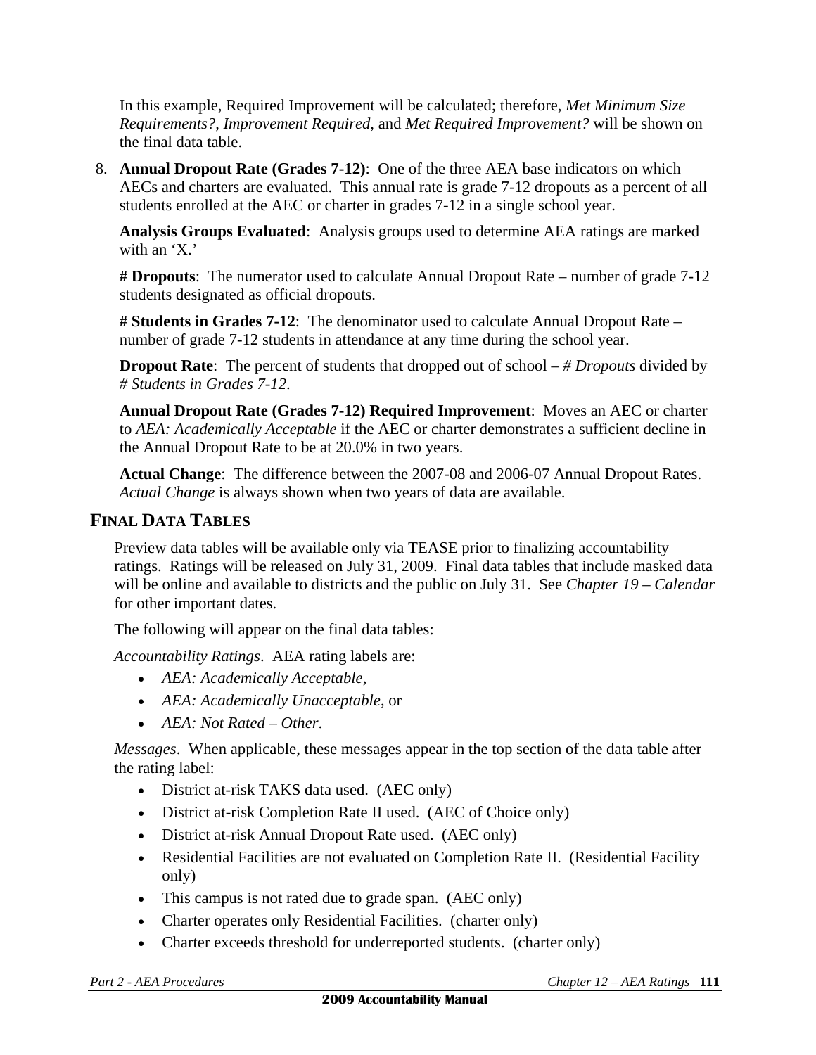In this example, Required Improvement will be calculated; therefore, *Met Minimum Size Requirements?*, *Improvement Required*, and *Met Required Improvement?* will be shown on the final data table.

8. **Annual Dropout Rate (Grades 7-12)**: One of the three AEA base indicators on which AECs and charters are evaluated. This annual rate is grade 7-12 dropouts as a percent of all students enrolled at the AEC or charter in grades 7-12 in a single school year.

   **Analysis Groups Evaluated**: Analysis groups used to determine AEA ratings are marked with an 'X.'

   **# Dropouts**: The numerator used to calculate Annual Dropout Rate – number of grade 7-12 students designated as official dropouts.

   **# Students in Grades 7-12**: The denominator used to calculate Annual Dropout Rate – number of grade 7-12 students in attendance at any time during the school year.

   **Dropout Rate**: The percent of students that dropped out of school – *# Dropouts* divided by *# Students in Grades 7-12*.

   **Annual Dropout Rate (Grades 7-12) Required Improvement**: Moves an AEC or charter to *AEA: Academically Acceptable* if the AEC or charter demonstrates a sufficient decline in the Annual Dropout Rate to be at 20.0% in two years.

   **Actual Change**: The difference between the 2007-08 and 2006-07 Annual Dropout Rates. *Actual Change* is always shown when two years of data are available.

## FINAL DATA TABLES

Preview data tables will be available only via TEASE prior to finalizing accountability ratings. Ratings will be released on July 31, 2009. Final data tables that include masked data will be online and available to districts and the public on July 31. See *Chapter 19 – Calendar* for other important dates.

The following will appear on the final data tables:

*Accountability Ratings*. AEA rating labels are:

- *AEA: Academically Acceptable*,
- *AEA: Academically Unacceptable*, or
- *AEA: Not Rated – Other*.

*Messages*. When applicable, these messages appear in the top section of the data table after the rating label:

- District at-risk TAKS data used. (AEC only)
- District at-risk Completion Rate II used. (AEC of Choice only)
- District at-risk Annual Dropout Rate used. (AEC only)
- Residential Facilities are not evaluated on Completion Rate II. (Residential Facility only)
- This campus is not rated due to grade span. (AEC only)
- Charter operates only Residential Facilities. (charter only)
- Charter exceeds threshold for underreported students. (charter only)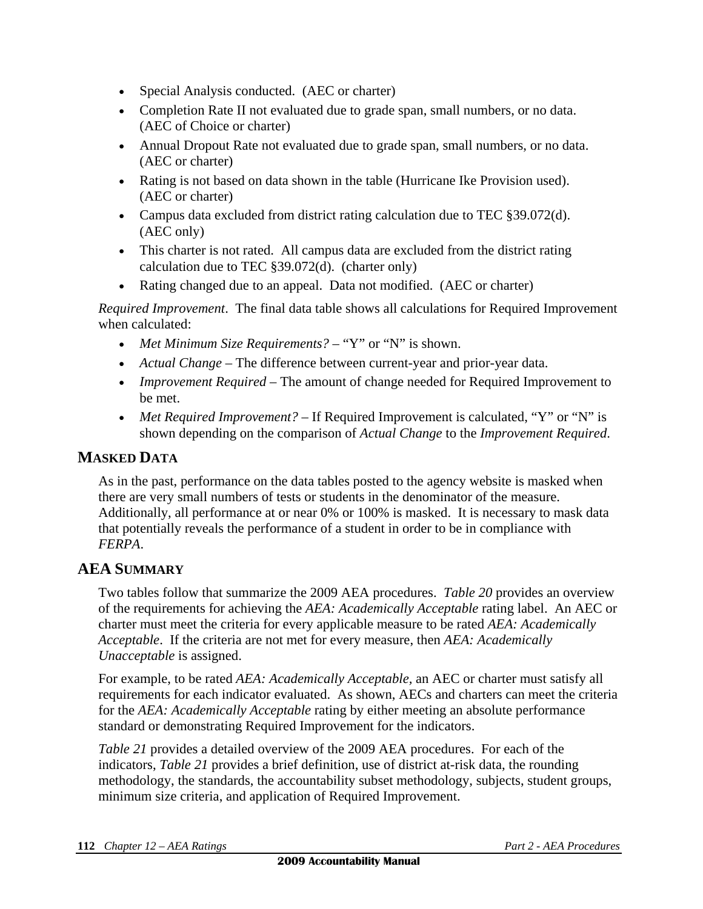- Special Analysis conducted. (AEC or charter)
- Completion Rate II not evaluated due to grade span, small numbers, or no data. (AEC of Choice or charter)
- Annual Dropout Rate not evaluated due to grade span, small numbers, or no data. (AEC or charter)
- Rating is not based on data shown in the table (Hurricane Ike Provision used). (AEC or charter)
- Campus data excluded from district rating calculation due to TEC §39.072(d). (AEC only)
- This charter is not rated. All campus data are excluded from the district rating calculation due to TEC §39.072(d). (charter only)
- Rating changed due to an appeal. Data not modified. (AEC or charter)

*Required Improvement*. The final data table shows all calculations for Required Improvement when calculated:

- *Met Minimum Size Requirements?* – "Y" or "N" is shown.
- *Actual Change* – The difference between current-year and prior-year data.
- *Improvement Required* – The amount of change needed for Required Improvement to be met.
- *Met Required Improvement?* – If Required Improvement is calculated, "Y" or "N" is shown depending on the comparison of *Actual Change* to the *Improvement Required*.

## MASKED DATA

As in the past, performance on the data tables posted to the agency website is masked when there are very small numbers of tests or students in the denominator of the measure. Additionally, all performance at or near 0% or 100% is masked. It is necessary to mask data that potentially reveals the performance of a student in order to be in compliance with *FERPA*.

## AEA SUMMARY

Two tables follow that summarize the 2009 AEA procedures. *Table 20* provides an overview of the requirements for achieving the *AEA: Academically Acceptable* rating label. An AEC or charter must meet the criteria for every applicable measure to be rated *AEA: Academically Acceptable*. If the criteria are not met for every measure, then *AEA: Academically Unacceptable* is assigned.

For example, to be rated *AEA: Academically Acceptable*, an AEC or charter must satisfy all requirements for each indicator evaluated. As shown, AECs and charters can meet the criteria for the *AEA: Academically Acceptable* rating by either meeting an absolute performance standard or demonstrating Required Improvement for the indicators.

*Table 21* provides a detailed overview of the 2009 AEA procedures. For each of the indicators, *Table 21* provides a brief definition, use of district at-risk data, the rounding methodology, the standards, the accountability subset methodology, subjects, student groups, minimum size criteria, and application of Required Improvement.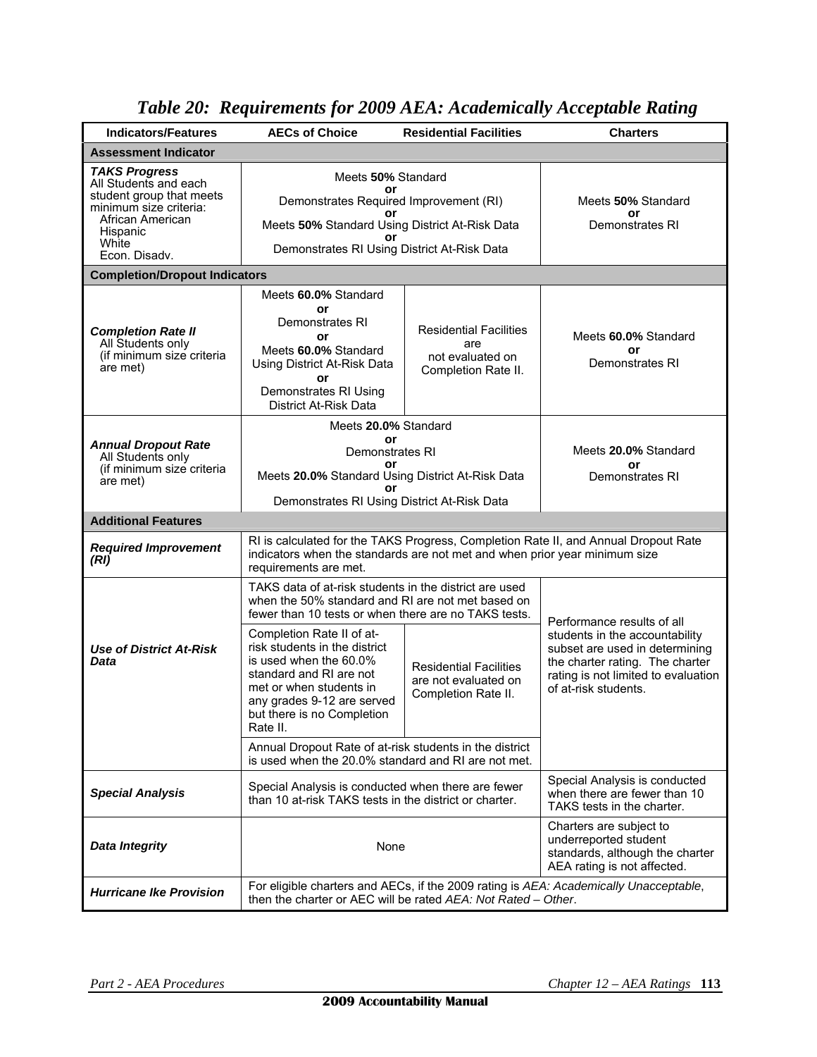# *Table 20: Requirements for 2009 AEA: Academically Acceptable Rating*

| Indicators/Features | AECs of Choice | Residential Facilities | Charters |
|---|---|---|---|
| **Assessment Indicator** | | | |
| ***TAKS Progress*** All Students and each student group that meets minimum size criteria: African American, Hispanic, White, Econ. Disadv. | Meets **50%** Standard **or** Demonstrates Required Improvement (RI) **or** Meets **50%** Standard Using District At-Risk Data **or** Demonstrates RI Using District At-Risk Data | | Meets **50%** Standard **or** Demonstrates RI |
| **Completion/Dropout Indicators** | | | |
| ***Completion Rate II*** All Students only (if minimum size criteria are met) | Meets **60.0%** Standard **or** Demonstrates RI **or** Meets **60.0%** Standard Using District At-Risk Data **or** Demonstrates RI Using District At-Risk Data | Residential Facilities are not evaluated on Completion Rate II. | Meets **60.0%** Standard **or** Demonstrates RI |
| ***Annual Dropout Rate*** All Students only (if minimum size criteria are met) | Meets **20.0%** Standard **or** Demonstrates RI **or** Meets **20.0%** Standard Using District At-Risk Data **or** Demonstrates RI Using District At-Risk Data | | Meets **20.0%** Standard **or** Demonstrates RI |
| **Additional Features** | | | |
| ***Required Improvement (RI)*** | RI is calculated for the TAKS Progress, Completion Rate II, and Annual Dropout Rate indicators when the standards are not met and when prior year minimum size requirements are met. | | |
| ***Use of District At-Risk Data*** | TAKS data of at-risk students in the district are used when the 50% standard and RI are not met based on fewer than 10 tests or when there are no TAKS tests. | | Performance results of all students in the accountability subset are used in determining the charter rating. The charter rating is not limited to evaluation of at-risk students. |
| | Completion Rate II of at-risk students in the district is used when the 60.0% standard and RI are not met or when students in any grades 9-12 are served but there is no Completion Rate II. | Residential Facilities are not evaluated on Completion Rate II. | |
| | Annual Dropout Rate of at-risk students in the district is used when the 20.0% standard and RI are not met. | | |
| ***Special Analysis*** | Special Analysis is conducted when there are fewer than 10 at-risk TAKS tests in the district or charter. | | Special Analysis is conducted when there are fewer than 10 TAKS tests in the charter. |
| ***Data Integrity*** | None | | Charters are subject to underreported student standards, although the charter AEA rating is not affected. |
| ***Hurricane Ike Provision*** | For eligible charters and AECs, if the 2009 rating is *AEA: Academically Unacceptable*, then the charter or AEC will be rated *AEA: Not Rated – Other*. | | |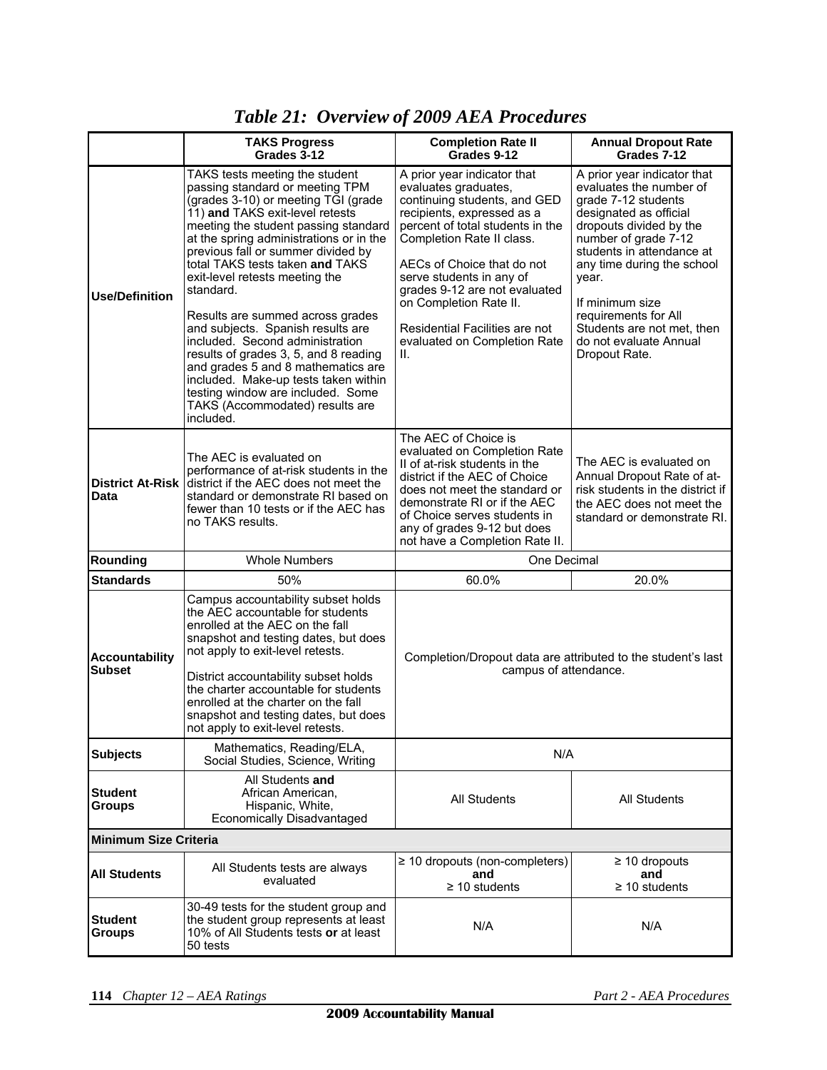# *Table 21: Overview of 2009 AEA Procedures*

| | TAKS Progress Grades 3-12 | Completion Rate II Grades 9-12 | Annual Dropout Rate Grades 7-12 |
|---|---|---|---|
| **Use/Definition** | TAKS tests meeting the student passing standard or meeting TPM (grades 3-10) or meeting TGI (grade 11) **and** TAKS exit-level retests meeting the student passing standard at the spring administrations or in the previous fall or summer divided by total TAKS tests taken **and** TAKS exit-level retests meeting the standard.<br><br>Results are summed across grades and subjects. Spanish results are included. Second administration results of grades 3, 5, and 8 reading and grades 5 and 8 mathematics are included. Make-up tests taken within testing window are included. Some TAKS (Accommodated) results are included. | A prior year indicator that evaluates graduates, continuing students, and GED recipients, expressed as a percent of total students in the Completion Rate II class.<br><br>AECs of Choice that do not serve students in any of grades 9-12 are not evaluated on Completion Rate II.<br><br>Residential Facilities are not evaluated on Completion Rate II. | A prior year indicator that evaluates the number of grade 7-12 students designated as official dropouts divided by the number of grade 7-12 students in attendance at any time during the school year.<br><br>If minimum size requirements for All Students are not met, then do not evaluate Annual Dropout Rate. |
| **District At-Risk Data** | The AEC is evaluated on performance of at-risk students in the district if the AEC does not meet the standard or demonstrate RI based on fewer than 10 tests or if the AEC has no TAKS results. | The AEC of Choice is evaluated on Completion Rate II of at-risk students in the district if the AEC of Choice does not meet the standard or demonstrate RI or if the AEC of Choice serves students in any of grades 9-12 but does not have a Completion Rate II. | The AEC is evaluated on Annual Dropout Rate of at-risk students in the district if the AEC does not meet the standard or demonstrate RI. |
| **Rounding** | Whole Numbers | One Decimal | |
| **Standards** | 50% | 60.0% | 20.0% |
| **Accountability Subset** | Campus accountability subset holds the AEC accountable for students enrolled at the AEC on the fall snapshot and testing dates, but does not apply to exit-level retests.<br><br>District accountability subset holds the charter accountable for students enrolled at the charter on the fall snapshot and testing dates, but does not apply to exit-level retests. | Completion/Dropout data are attributed to the student's last campus of attendance. | |
| **Subjects** | Mathematics, Reading/ELA, Social Studies, Science, Writing | N/A | |
| **Student Groups** | All Students **and** African American, Hispanic, White, Economically Disadvantaged | All Students | All Students |
| **Minimum Size Criteria** | | | |
| **All Students** | All Students tests are always evaluated | ≥ 10 dropouts (non-completers) **and** ≥ 10 students | ≥ 10 dropouts **and** ≥ 10 students |
| **Student Groups** | 30-49 tests for the student group and the student group represents at least 10% of All Students tests **or** at least 50 tests | N/A | N/A |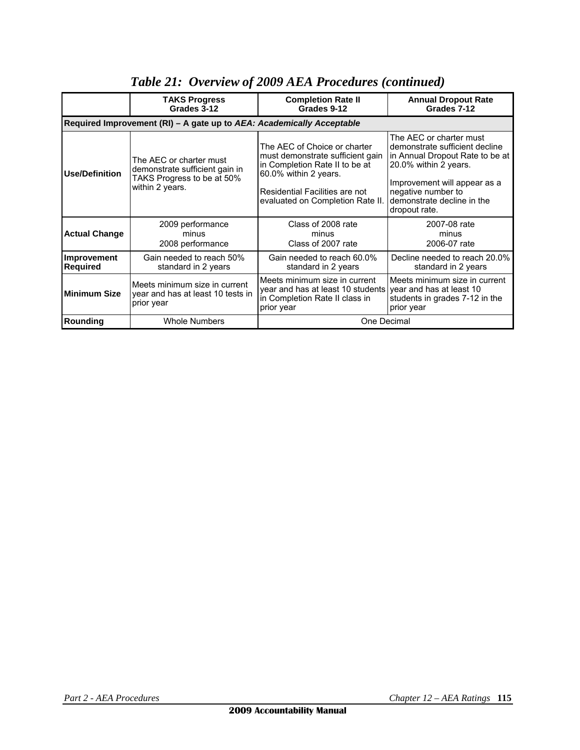# *Table 21: Overview of 2009 AEA Procedures (continued)*

| | TAKS Progress Grades 3-12 | Completion Rate II Grades 9-12 | Annual Dropout Rate Grades 7-12 |
|---|---|---|---|
| **Required Improvement (RI) – A gate up to *AEA: Academically Acceptable*** | | | |
| **Use/Definition** | The AEC or charter must demonstrate sufficient gain in TAKS Progress to be at 50% within 2 years. | The AEC of Choice or charter must demonstrate sufficient gain in Completion Rate II to be at 60.0% within 2 years.<br><br>Residential Facilities are not evaluated on Completion Rate II. | The AEC or charter must demonstrate sufficient decline in Annual Dropout Rate to be at 20.0% within 2 years.<br><br>Improvement will appear as a negative number to demonstrate decline in the dropout rate. |
| **Actual Change** | 2009 performance minus 2008 performance | Class of 2008 rate minus Class of 2007 rate | 2007-08 rate minus 2006-07 rate |
| **Improvement Required** | Gain needed to reach 50% standard in 2 years | Gain needed to reach 60.0% standard in 2 years | Decline needed to reach 20.0% standard in 2 years |
| **Minimum Size** | Meets minimum size in current year and has at least 10 tests in prior year | Meets minimum size in current year and has at least 10 students in Completion Rate II class in prior year | Meets minimum size in current year and has at least 10 students in grades 7-12 in the prior year |
| **Rounding** | Whole Numbers | One Decimal | |